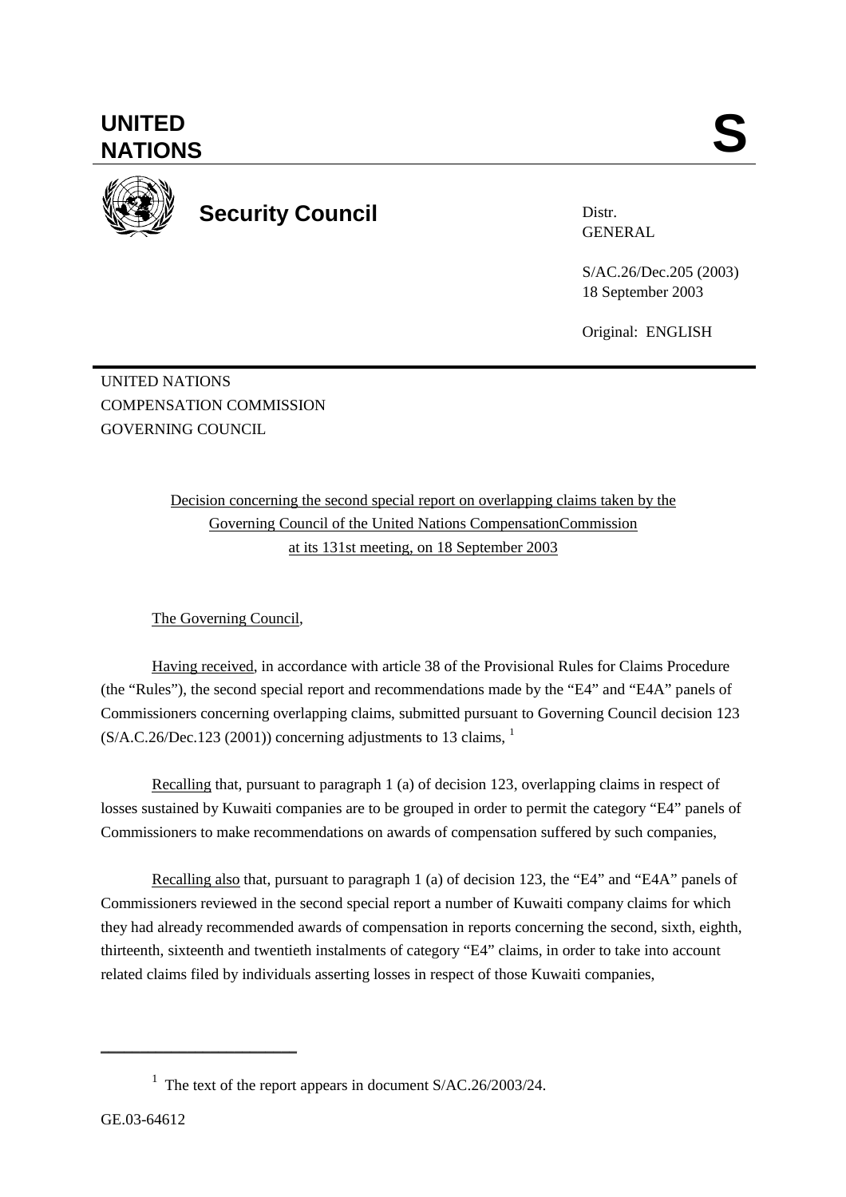UNITED NATIONS

# S

**Security Council**

Distr.
GENERAL

S/AC.26/Dec.205 (2003)
18 September 2003

Original: ENGLISH

UNITED NATIONS
COMPENSATION COMMISSION
GOVERNING COUNCIL

Decision concerning the second special report on overlapping claims taken by the Governing Council of the United Nations CompensationCommission at its 131st meeting, on 18 September 2003

The Governing Council,

Having received, in accordance with article 38 of the Provisional Rules for Claims Procedure (the "Rules"), the second special report and recommendations made by the "E4" and "E4A" panels of Commissioners concerning overlapping claims, submitted pursuant to Governing Council decision 123 (S/A.C.26/Dec.123 (2001)) concerning adjustments to 13 claims, [1]

Recalling that, pursuant to paragraph 1 (a) of decision 123, overlapping claims in respect of losses sustained by Kuwaiti companies are to be grouped in order to permit the category "E4" panels of Commissioners to make recommendations on awards of compensation suffered by such companies,

Recalling also that, pursuant to paragraph 1 (a) of decision 123, the "E4" and "E4A" panels of Commissioners reviewed in the second special report a number of Kuwaiti company claims for which they had already recommended awards of compensation in reports concerning the second, sixth, eighth, thirteenth, sixteenth and twentieth instalments of category "E4" claims, in order to take into account related claims filed by individuals asserting losses in respect of those Kuwaiti companies,

[1] The text of the report appears in document S/AC.26/2003/24.

GE.03-64612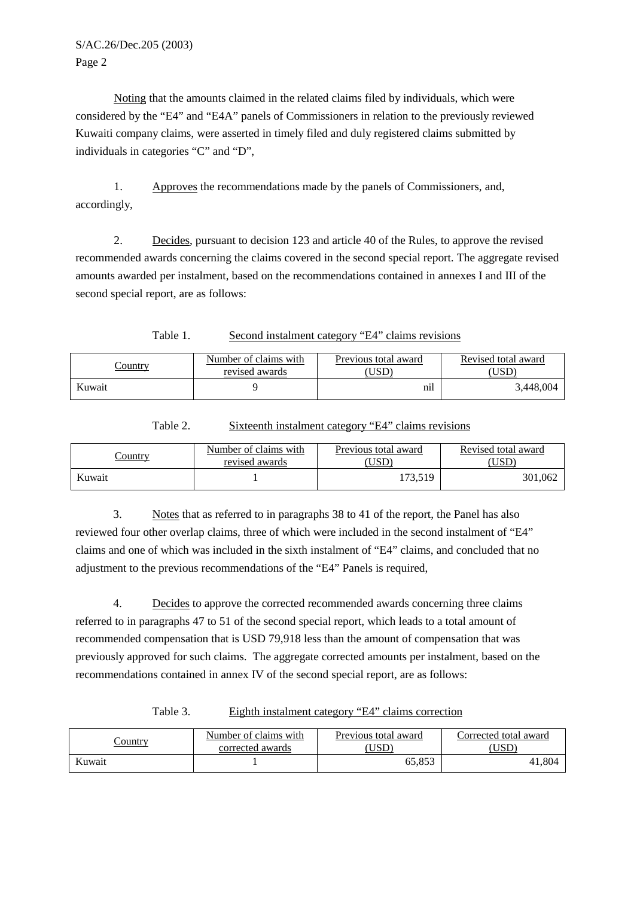Noting that the amounts claimed in the related claims filed by individuals, which were considered by the "E4" and "E4A" panels of Commissioners in relation to the previously reviewed Kuwaiti company claims, were asserted in timely filed and duly registered claims submitted by individuals in categories "C" and "D",

1. Approves the recommendations made by the panels of Commissioners, and, accordingly,

2. Decides, pursuant to decision 123 and article 40 of the Rules, to approve the revised recommended awards concerning the claims covered in the second special report. The aggregate revised amounts awarded per instalment, based on the recommendations contained in annexes I and III of the second special report, are as follows:

Table 1. Second instalment category "E4" claims revisions

| Country | Number of claims with revised awards | Previous total award (USD) | Revised total award (USD) |
|---|---|---|---|
| Kuwait | 9 | nil | 3,448,004 |

Table 2. Sixteenth instalment category "E4" claims revisions

| Country | Number of claims with revised awards | Previous total award (USD) | Revised total award (USD) |
|---|---|---|---|
| Kuwait | 1 | 173,519 | 301,062 |

3. Notes that as referred to in paragraphs 38 to 41 of the report, the Panel has also reviewed four other overlap claims, three of which were included in the second instalment of "E4" claims and one of which was included in the sixth instalment of "E4" claims, and concluded that no adjustment to the previous recommendations of the "E4" Panels is required,

4. Decides to approve the corrected recommended awards concerning three claims referred to in paragraphs 47 to 51 of the second special report, which leads to a total amount of recommended compensation that is USD 79,918 less than the amount of compensation that was previously approved for such claims. The aggregate corrected amounts per instalment, based on the recommendations contained in annex IV of the second special report, are as follows:

Table 3. Eighth instalment category "E4" claims correction

| Country | Number of claims with corrected awards | Previous total award (USD) | Corrected total award (USD) |
|---|---|---|---|
| Kuwait | 1 | 65,853 | 41,804 |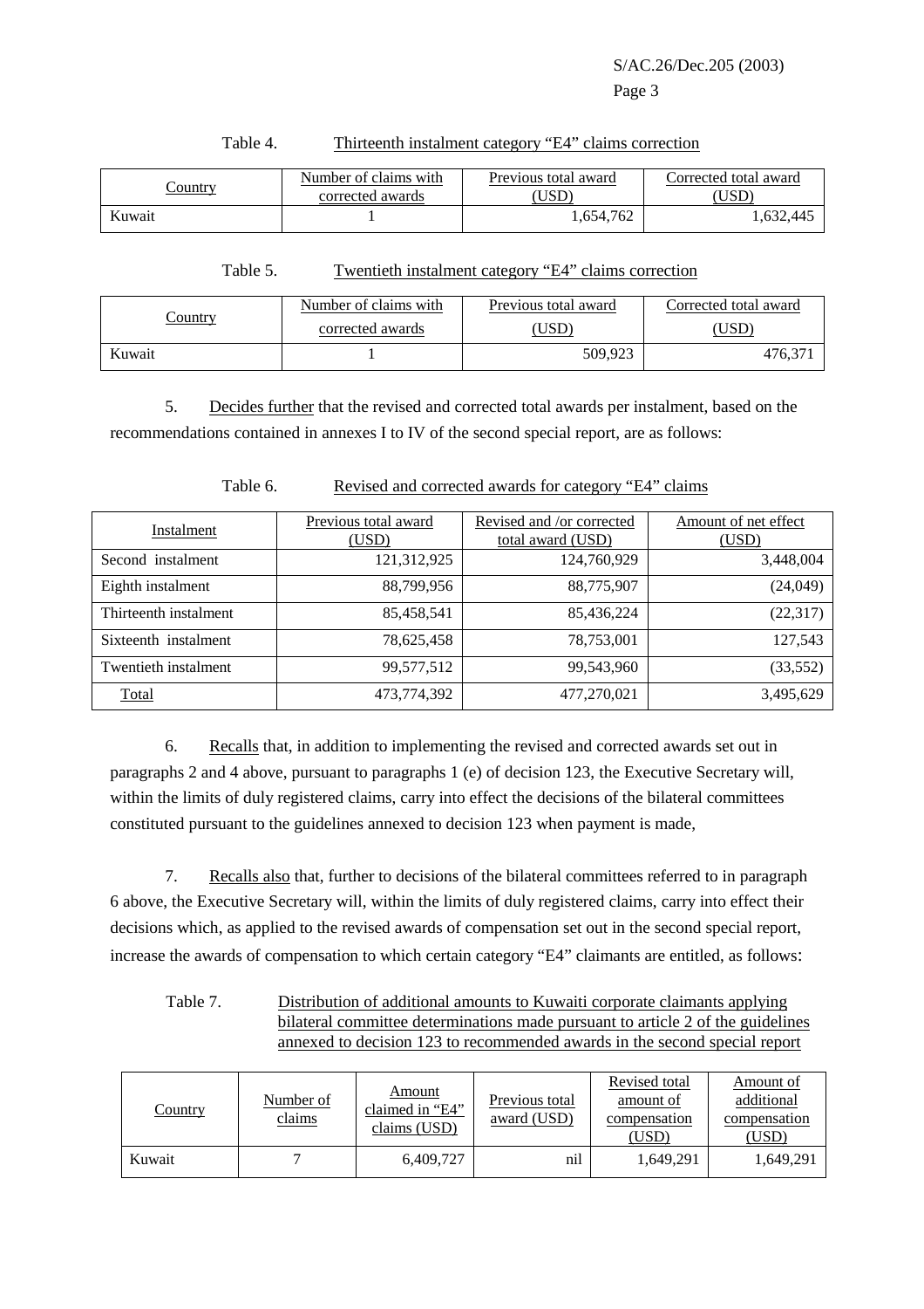Table 4. Thirteenth instalment category "E4" claims correction

| Country | Number of claims with corrected awards | Previous total award (USD) | Corrected total award (USD) |
|---|---|---|---|
| Kuwait | 1 | 1,654,762 | 1,632,445 |

Table 5. Twentieth instalment category "E4" claims correction

| Country | Number of claims with corrected awards | Previous total award (USD) | Corrected total award (USD) |
|---|---|---|---|
| Kuwait | 1 | 509,923 | 476,371 |

5. Decides further that the revised and corrected total awards per instalment, based on the recommendations contained in annexes I to IV of the second special report, are as follows:

Table 6. Revised and corrected awards for category "E4" claims

| Instalment | Previous total award (USD) | Revised and /or corrected total award (USD) | Amount of net effect (USD) |
|---|---|---|---|
| Second instalment | 121,312,925 | 124,760,929 | 3,448,004 |
| Eighth instalment | 88,799,956 | 88,775,907 | (24,049) |
| Thirteenth instalment | 85,458,541 | 85,436,224 | (22,317) |
| Sixteenth instalment | 78,625,458 | 78,753,001 | 127,543 |
| Twentieth instalment | 99,577,512 | 99,543,960 | (33,552) |
| Total | 473,774,392 | 477,270,021 | 3,495,629 |

6. Recalls that, in addition to implementing the revised and corrected awards set out in paragraphs 2 and 4 above, pursuant to paragraphs 1 (e) of decision 123, the Executive Secretary will, within the limits of duly registered claims, carry into effect the decisions of the bilateral committees constituted pursuant to the guidelines annexed to decision 123 when payment is made,

7. Recalls also that, further to decisions of the bilateral committees referred to in paragraph 6 above, the Executive Secretary will, within the limits of duly registered claims, carry into effect their decisions which, as applied to the revised awards of compensation set out in the second special report, increase the awards of compensation to which certain category "E4" claimants are entitled, as follows:

Table 7. Distribution of additional amounts to Kuwaiti corporate claimants applying bilateral committee determinations made pursuant to article 2 of the guidelines annexed to decision 123 to recommended awards in the second special report

| Country | Number of claims | Amount claimed in "E4" claims (USD) | Previous total award (USD) | Revised total amount of compensation (USD) | Amount of additional compensation (USD) |
|---|---|---|---|---|---|
| Kuwait | 7 | 6,409,727 | nil | 1,649,291 | 1,649,291 |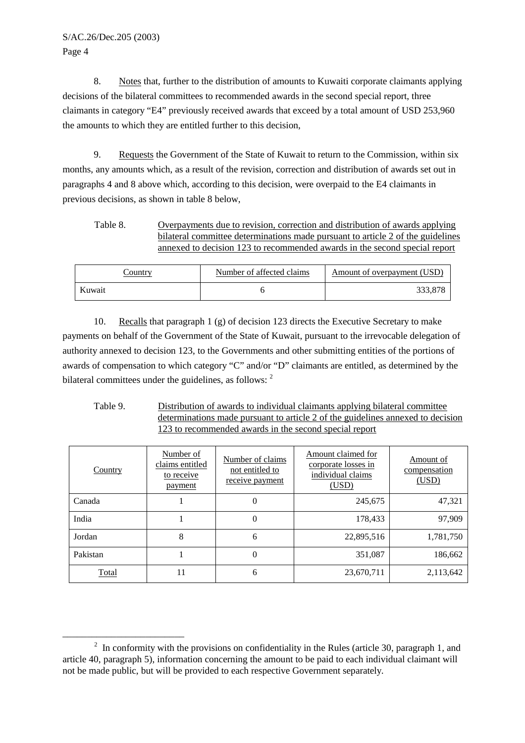8. Notes that, further to the distribution of amounts to Kuwaiti corporate claimants applying decisions of the bilateral committees to recommended awards in the second special report, three claimants in category "E4" previously received awards that exceed by a total amount of USD 253,960 the amounts to which they are entitled further to this decision,

9. Requests the Government of the State of Kuwait to return to the Commission, within six months, any amounts which, as a result of the revision, correction and distribution of awards set out in paragraphs 4 and 8 above which, according to this decision, were overpaid to the E4 claimants in previous decisions, as shown in table 8 below,

Table 8. Overpayments due to revision, correction and distribution of awards applying bilateral committee determinations made pursuant to article 2 of the guidelines annexed to decision 123 to recommended awards in the second special report

| Country | Number of affected claims | Amount of overpayment (USD) |
|---|---|---|
| Kuwait | 6 | 333,878 |

10. Recalls that paragraph 1 (g) of decision 123 directs the Executive Secretary to make payments on behalf of the Government of the State of Kuwait, pursuant to the irrevocable delegation of authority annexed to decision 123, to the Governments and other submitting entities of the portions of awards of compensation to which category "C" and/or "D" claimants are entitled, as determined by the bilateral committees under the guidelines, as follows: [2]

Table 9. Distribution of awards to individual claimants applying bilateral committee determinations made pursuant to article 2 of the guidelines annexed to decision 123 to recommended awards in the second special report

| Country | Number of claims entitled to receive payment | Number of claims not entitled to receive payment | Amount claimed for corporate losses in individual claims (USD) | Amount of compensation (USD) |
|---|---|---|---|---|
| Canada | 1 | 0 | 245,675 | 47,321 |
| India | 1 | 0 | 178,433 | 97,909 |
| Jordan | 8 | 6 | 22,895,516 | 1,781,750 |
| Pakistan | 1 | 0 | 351,087 | 186,662 |
| Total | 11 | 6 | 23,670,711 | 2,113,642 |

---

[2] In conformity with the provisions on confidentiality in the Rules (article 30, paragraph 1, and article 40, paragraph 5), information concerning the amount to be paid to each individual claimant will not be made public, but will be provided to each respective Government separately.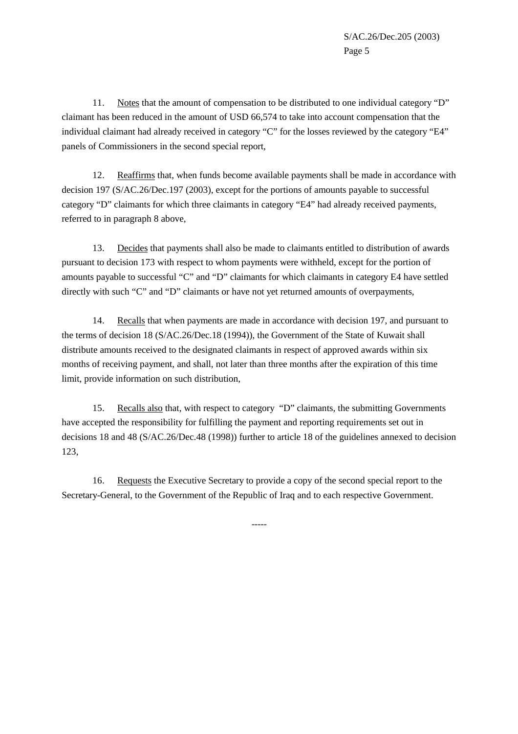11. Notes that the amount of compensation to be distributed to one individual category "D" claimant has been reduced in the amount of USD 66,574 to take into account compensation that the individual claimant had already received in category "C" for the losses reviewed by the category "E4" panels of Commissioners in the second special report,

12. Reaffirms that, when funds become available payments shall be made in accordance with decision 197 (S/AC.26/Dec.197 (2003), except for the portions of amounts payable to successful category "D" claimants for which three claimants in category "E4" had already received payments, referred to in paragraph 8 above,

13. Decides that payments shall also be made to claimants entitled to distribution of awards pursuant to decision 173 with respect to whom payments were withheld, except for the portion of amounts payable to successful "C" and "D" claimants for which claimants in category E4 have settled directly with such "C" and "D" claimants or have not yet returned amounts of overpayments,

14. Recalls that when payments are made in accordance with decision 197, and pursuant to the terms of decision 18 (S/AC.26/Dec.18 (1994)), the Government of the State of Kuwait shall distribute amounts received to the designated claimants in respect of approved awards within six months of receiving payment, and shall, not later than three months after the expiration of this time limit, provide information on such distribution,

15. Recalls also that, with respect to category "D" claimants, the submitting Governments have accepted the responsibility for fulfilling the payment and reporting requirements set out in decisions 18 and 48 (S/AC.26/Dec.48 (1998)) further to article 18 of the guidelines annexed to decision 123,

16. Requests the Executive Secretary to provide a copy of the second special report to the Secretary-General, to the Government of the Republic of Iraq and to each respective Government.

-----